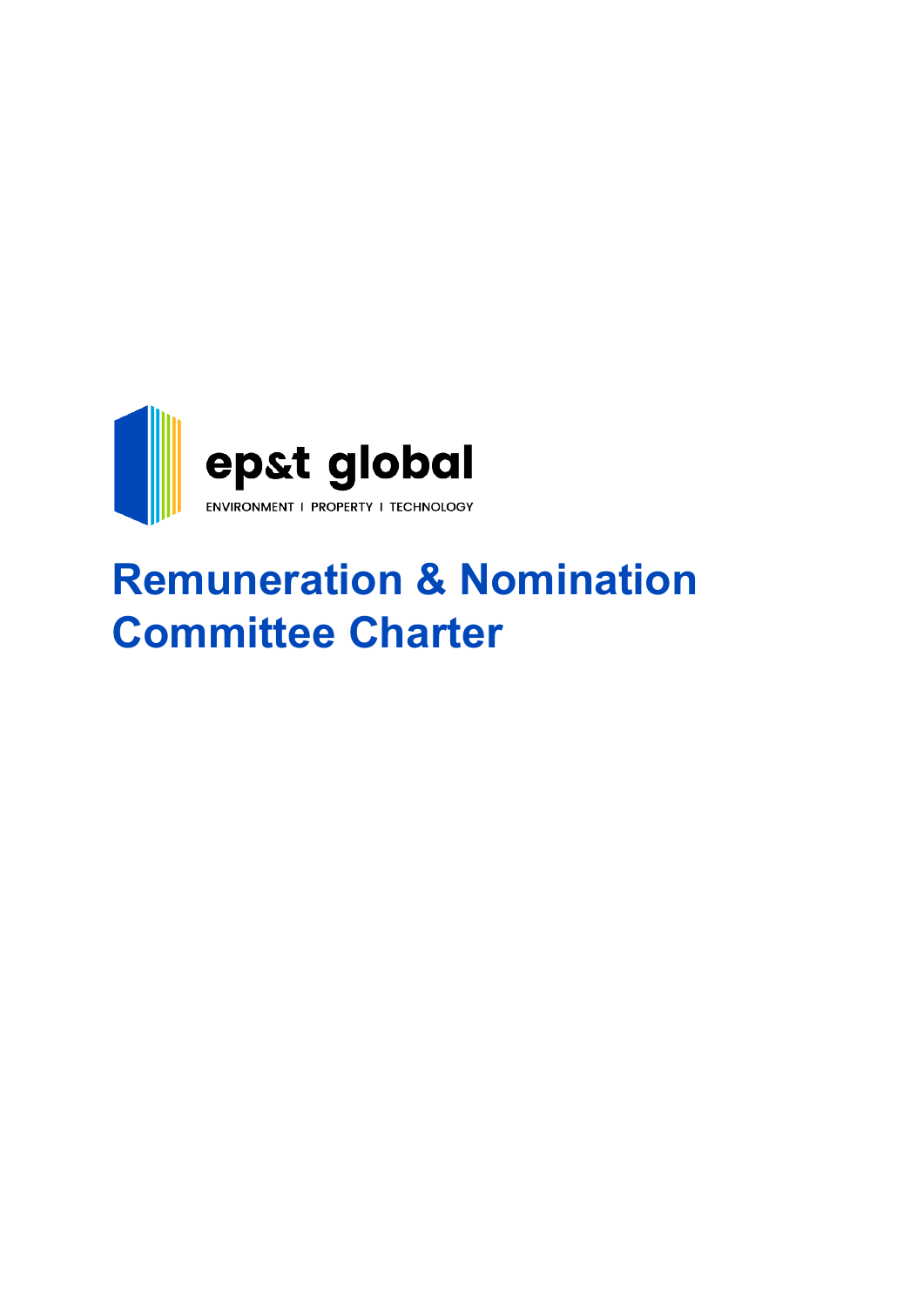ep&t global

ENVIRONMENT I PROPERTY I TECHNOLOGY

# Remuneration & Nomination Committee Charter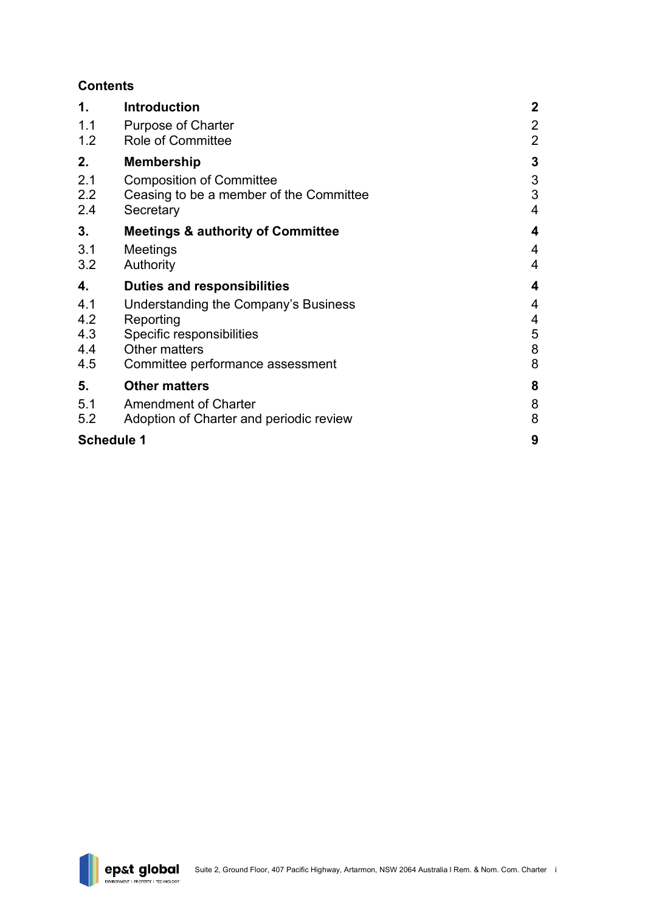## Contents

| | | |
|---|---|---|
| **1.** | **Introduction** | **2** |
| 1.1 | Purpose of Charter | 2 |
| 1.2 | Role of Committee | 2 |
| **2.** | **Membership** | **3** |
| 2.1 | Composition of Committee | 3 |
| 2.2 | Ceasing to be a member of the Committee | 3 |
| 2.4 | Secretary | 4 |
| **3.** | **Meetings & authority of Committee** | **4** |
| 3.1 | Meetings | 4 |
| 3.2 | Authority | 4 |
| **4.** | **Duties and responsibilities** | **4** |
| 4.1 | Understanding the Company's Business | 4 |
| 4.2 | Reporting | 4 |
| 4.3 | Specific responsibilities | 5 |
| 4.4 | Other matters | 8 |
| 4.5 | Committee performance assessment | 8 |
| **5.** | **Other matters** | **8** |
| 5.1 | Amendment of Charter | 8 |
| 5.2 | Adoption of Charter and periodic review | 8 |
| **Schedule 1** | | **9** |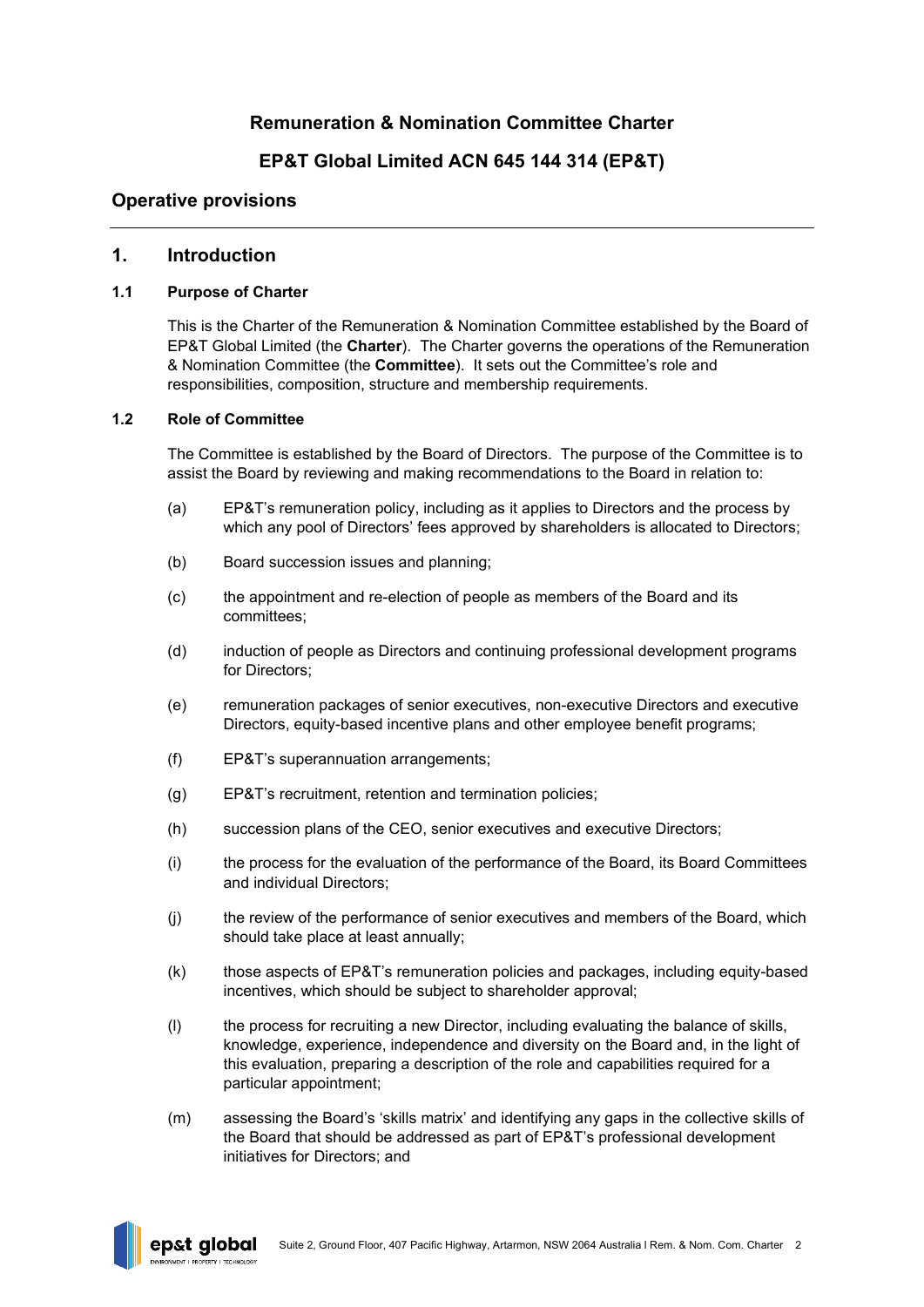## Remuneration & Nomination Committee Charter

## EP&T Global Limited ACN 645 144 314 (EP&T)

## Operative provisions

---

## 1. Introduction

### 1.1 Purpose of Charter

This is the Charter of the Remuneration & Nomination Committee established by the Board of EP&T Global Limited (the **Charter**). The Charter governs the operations of the Remuneration & Nomination Committee (the **Committee**). It sets out the Committee's role and responsibilities, composition, structure and membership requirements.

### 1.2 Role of Committee

The Committee is established by the Board of Directors. The purpose of the Committee is to assist the Board by reviewing and making recommendations to the Board in relation to:

(a) EP&T's remuneration policy, including as it applies to Directors and the process by which any pool of Directors' fees approved by shareholders is allocated to Directors;

(b) Board succession issues and planning;

(c) the appointment and re-election of people as members of the Board and its committees;

(d) induction of people as Directors and continuing professional development programs for Directors;

(e) remuneration packages of senior executives, non-executive Directors and executive Directors, equity-based incentive plans and other employee benefit programs;

(f) EP&T's superannuation arrangements;

(g) EP&T's recruitment, retention and termination policies;

(h) succession plans of the CEO, senior executives and executive Directors;

(i) the process for the evaluation of the performance of the Board, its Board Committees and individual Directors;

(j) the review of the performance of senior executives and members of the Board, which should take place at least annually;

(k) those aspects of EP&T's remuneration policies and packages, including equity-based incentives, which should be subject to shareholder approval;

(l) the process for recruiting a new Director, including evaluating the balance of skills, knowledge, experience, independence and diversity on the Board and, in the light of this evaluation, preparing a description of the role and capabilities required for a particular appointment;

(m) assessing the Board's 'skills matrix' and identifying any gaps in the collective skills of the Board that should be addressed as part of EP&T's professional development initiatives for Directors; and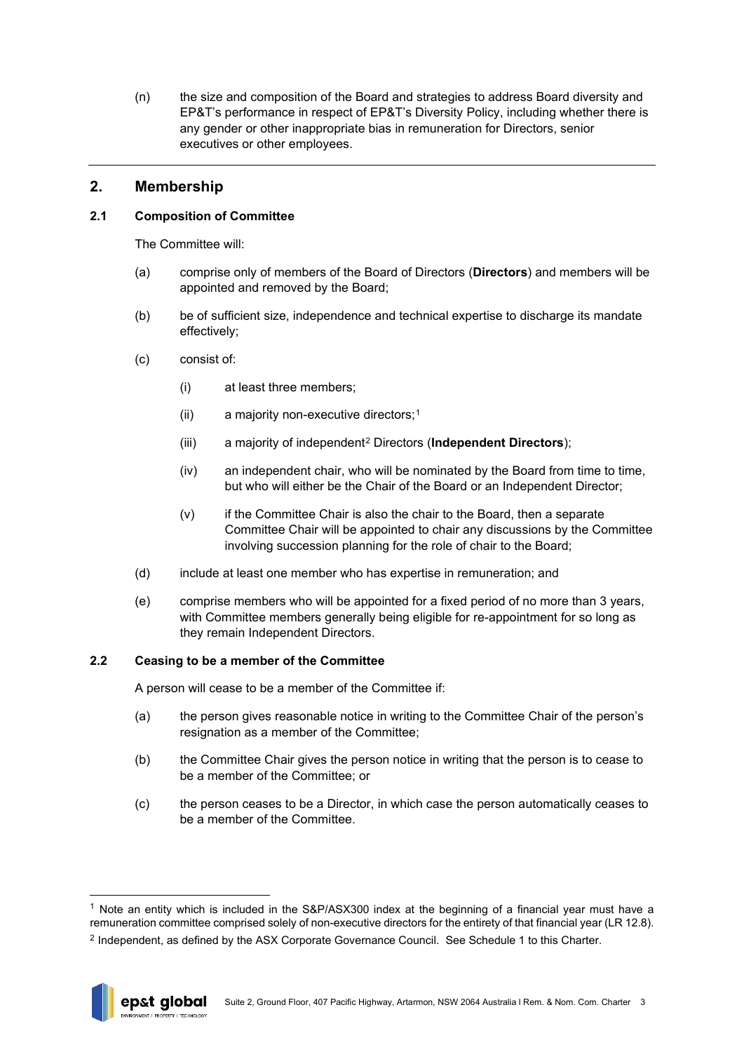(n) the size and composition of the Board and strategies to address Board diversity and EP&T's performance in respect of EP&T's Diversity Policy, including whether there is any gender or other inappropriate bias in remuneration for Directors, senior executives or other employees.

---

## 2. Membership

### 2.1 Composition of Committee

The Committee will:

(a) comprise only of members of the Board of Directors (**Directors**) and members will be appointed and removed by the Board;

(b) be of sufficient size, independence and technical expertise to discharge its mandate effectively;

(c) consist of:

(i) at least three members;

(ii) a majority non-executive directors;[1]

(iii) a majority of independent[2] Directors (**Independent Directors**);

(iv) an independent chair, who will be nominated by the Board from time to time, but who will either be the Chair of the Board or an Independent Director;

(v) if the Committee Chair is also the chair to the Board, then a separate Committee Chair will be appointed to chair any discussions by the Committee involving succession planning for the role of chair to the Board;

(d) include at least one member who has expertise in remuneration; and

(e) comprise members who will be appointed for a fixed period of no more than 3 years, with Committee members generally being eligible for re-appointment for so long as they remain Independent Directors.

### 2.2 Ceasing to be a member of the Committee

A person will cease to be a member of the Committee if:

(a) the person gives reasonable notice in writing to the Committee Chair of the person's resignation as a member of the Committee;

(b) the Committee Chair gives the person notice in writing that the person is to cease to be a member of the Committee; or

(c) the person ceases to be a Director, in which case the person automatically ceases to be a member of the Committee.

---

[1] Note an entity which is included in the S&P/ASX300 index at the beginning of a financial year must have a remuneration committee comprised solely of non-executive directors for the entirety of that financial year (LR 12.8).

[2] Independent, as defined by the ASX Corporate Governance Council. See Schedule 1 to this Charter.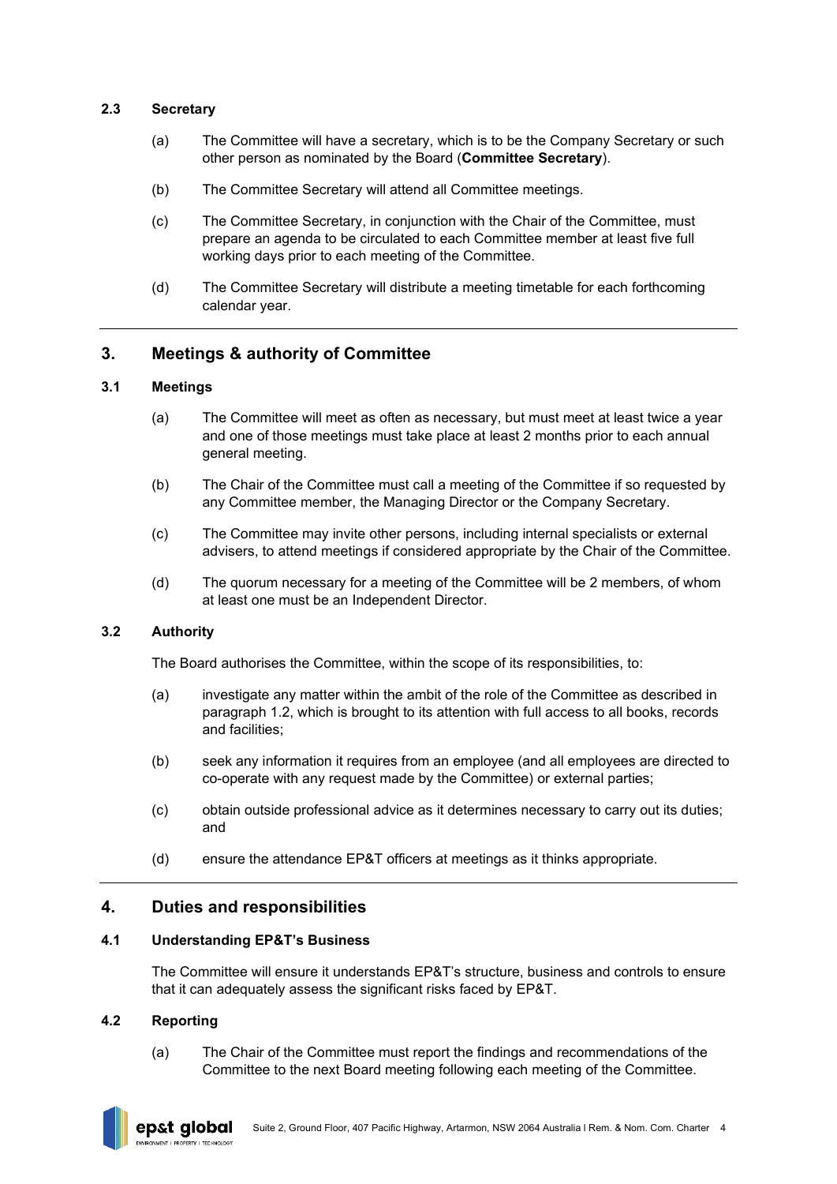### 2.3 Secretary

(a) The Committee will have a secretary, which is to be the Company Secretary or such other person as nominated by the Board (**Committee Secretary**).

(b) The Committee Secretary will attend all Committee meetings.

(c) The Committee Secretary, in conjunction with the Chair of the Committee, must prepare an agenda to be circulated to each Committee member at least five full working days prior to each meeting of the Committee.

(d) The Committee Secretary will distribute a meeting timetable for each forthcoming calendar year.

## 3. Meetings & authority of Committee

### 3.1 Meetings

(a) The Committee will meet as often as necessary, but must meet at least twice a year and one of those meetings must take place at least 2 months prior to each annual general meeting.

(b) The Chair of the Committee must call a meeting of the Committee if so requested by any Committee member, the Managing Director or the Company Secretary.

(c) The Committee may invite other persons, including internal specialists or external advisers, to attend meetings if considered appropriate by the Chair of the Committee.

(d) The quorum necessary for a meeting of the Committee will be 2 members, of whom at least one must be an Independent Director.

### 3.2 Authority

The Board authorises the Committee, within the scope of its responsibilities, to:

(a) investigate any matter within the ambit of the role of the Committee as described in paragraph 1.2, which is brought to its attention with full access to all books, records and facilities;

(b) seek any information it requires from an employee (and all employees are directed to co-operate with any request made by the Committee) or external parties;

(c) obtain outside professional advice as it determines necessary to carry out its duties; and

(d) ensure the attendance EP&T officers at meetings as it thinks appropriate.

## 4. Duties and responsibilities

### 4.1 Understanding EP&T's Business

The Committee will ensure it understands EP&T's structure, business and controls to ensure that it can adequately assess the significant risks faced by EP&T.

### 4.2 Reporting

(a) The Chair of the Committee must report the findings and recommendations of the Committee to the next Board meeting following each meeting of the Committee.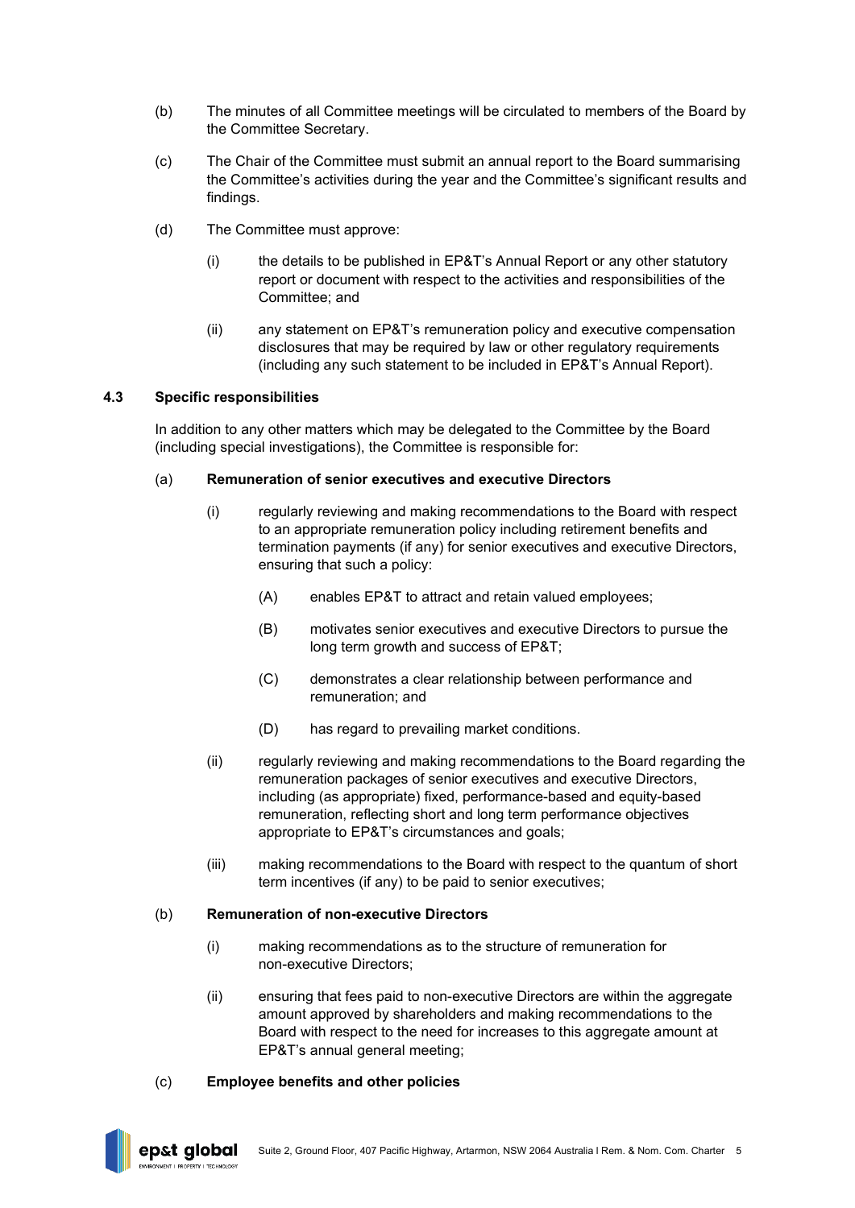(b) The minutes of all Committee meetings will be circulated to members of the Board by the Committee Secretary.

(c) The Chair of the Committee must submit an annual report to the Board summarising the Committee's activities during the year and the Committee's significant results and findings.

(d) The Committee must approve:

  (i) the details to be published in EP&T's Annual Report or any other statutory report or document with respect to the activities and responsibilities of the Committee; and

  (ii) any statement on EP&T's remuneration policy and executive compensation disclosures that may be required by law or other regulatory requirements (including any such statement to be included in EP&T's Annual Report).

### 4.3 Specific responsibilities

In addition to any other matters which may be delegated to the Committee by the Board (including special investigations), the Committee is responsible for:

(a) **Remuneration of senior executives and executive Directors**

  (i) regularly reviewing and making recommendations to the Board with respect to an appropriate remuneration policy including retirement benefits and termination payments (if any) for senior executives and executive Directors, ensuring that such a policy:

    (A) enables EP&T to attract and retain valued employees;

    (B) motivates senior executives and executive Directors to pursue the long term growth and success of EP&T;

    (C) demonstrates a clear relationship between performance and remuneration; and

    (D) has regard to prevailing market conditions.

  (ii) regularly reviewing and making recommendations to the Board regarding the remuneration packages of senior executives and executive Directors, including (as appropriate) fixed, performance-based and equity-based remuneration, reflecting short and long term performance objectives appropriate to EP&T's circumstances and goals;

  (iii) making recommendations to the Board with respect to the quantum of short term incentives (if any) to be paid to senior executives;

(b) **Remuneration of non-executive Directors**

  (i) making recommendations as to the structure of remuneration for non-executive Directors;

  (ii) ensuring that fees paid to non-executive Directors are within the aggregate amount approved by shareholders and making recommendations to the Board with respect to the need for increases to this aggregate amount at EP&T's annual general meeting;

(c) **Employee benefits and other policies**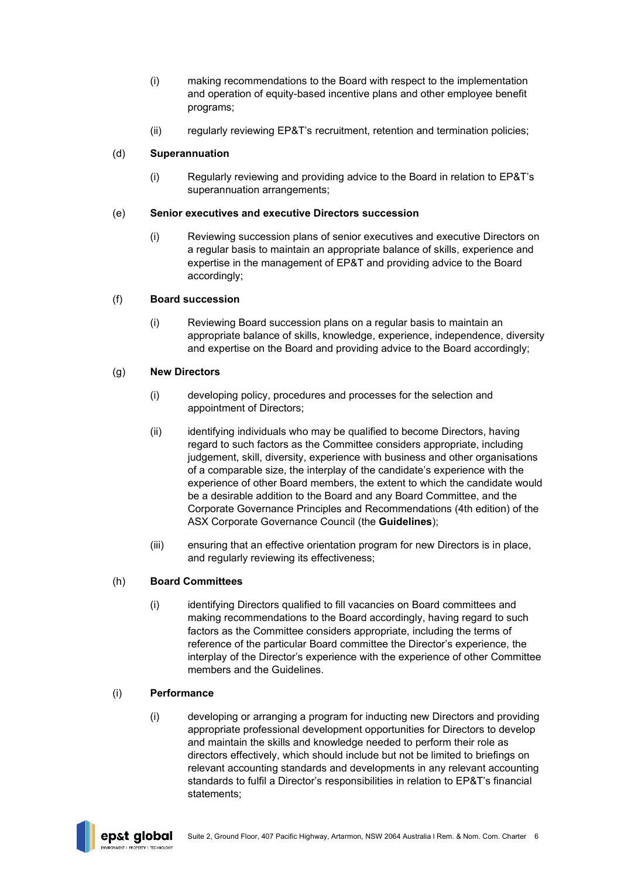(i) making recommendations to the Board with respect to the implementation and operation of equity-based incentive plans and other employee benefit programs;

(ii) regularly reviewing EP&T's recruitment, retention and termination policies;

(d) **Superannuation**

(i) Regularly reviewing and providing advice to the Board in relation to EP&T's superannuation arrangements;

(e) **Senior executives and executive Directors succession**

(i) Reviewing succession plans of senior executives and executive Directors on a regular basis to maintain an appropriate balance of skills, experience and expertise in the management of EP&T and providing advice to the Board accordingly;

(f) **Board succession**

(i) Reviewing Board succession plans on a regular basis to maintain an appropriate balance of skills, knowledge, experience, independence, diversity and expertise on the Board and providing advice to the Board accordingly;

(g) **New Directors**

(i) developing policy, procedures and processes for the selection and appointment of Directors;

(ii) identifying individuals who may be qualified to become Directors, having regard to such factors as the Committee considers appropriate, including judgement, skill, diversity, experience with business and other organisations of a comparable size, the interplay of the candidate's experience with the experience of other Board members, the extent to which the candidate would be a desirable addition to the Board and any Board Committee, and the Corporate Governance Principles and Recommendations (4th edition) of the ASX Corporate Governance Council (the **Guidelines**);

(iii) ensuring that an effective orientation program for new Directors is in place, and regularly reviewing its effectiveness;

(h) **Board Committees**

(i) identifying Directors qualified to fill vacancies on Board committees and making recommendations to the Board accordingly, having regard to such factors as the Committee considers appropriate, including the terms of reference of the particular Board committee the Director's experience, the interplay of the Director's experience with the experience of other Committee members and the Guidelines.

(i) **Performance**

(i) developing or arranging a program for inducting new Directors and providing appropriate professional development opportunities for Directors to develop and maintain the skills and knowledge needed to perform their role as directors effectively, which should include but not be limited to briefings on relevant accounting standards and developments in any relevant accounting standards to fulfil a Director's responsibilities in relation to EP&T's financial statements;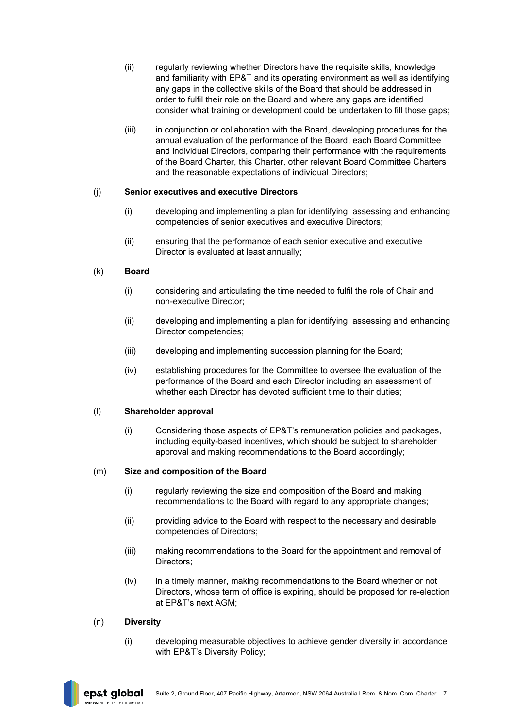(ii) regularly reviewing whether Directors have the requisite skills, knowledge and familiarity with EP&T and its operating environment as well as identifying any gaps in the collective skills of the Board that should be addressed in order to fulfil their role on the Board and where any gaps are identified consider what training or development could be undertaken to fill those gaps;

(iii) in conjunction or collaboration with the Board, developing procedures for the annual evaluation of the performance of the Board, each Board Committee and individual Directors, comparing their performance with the requirements of the Board Charter, this Charter, other relevant Board Committee Charters and the reasonable expectations of individual Directors;

(j) **Senior executives and executive Directors**

(i) developing and implementing a plan for identifying, assessing and enhancing competencies of senior executives and executive Directors;

(ii) ensuring that the performance of each senior executive and executive Director is evaluated at least annually;

(k) **Board**

(i) considering and articulating the time needed to fulfil the role of Chair and non-executive Director;

(ii) developing and implementing a plan for identifying, assessing and enhancing Director competencies;

(iii) developing and implementing succession planning for the Board;

(iv) establishing procedures for the Committee to oversee the evaluation of the performance of the Board and each Director including an assessment of whether each Director has devoted sufficient time to their duties;

(l) **Shareholder approval**

(i) Considering those aspects of EP&T's remuneration policies and packages, including equity-based incentives, which should be subject to shareholder approval and making recommendations to the Board accordingly;

(m) **Size and composition of the Board**

(i) regularly reviewing the size and composition of the Board and making recommendations to the Board with regard to any appropriate changes;

(ii) providing advice to the Board with respect to the necessary and desirable competencies of Directors;

(iii) making recommendations to the Board for the appointment and removal of Directors;

(iv) in a timely manner, making recommendations to the Board whether or not Directors, whose term of office is expiring, should be proposed for re-election at EP&T's next AGM;

(n) **Diversity**

(i) developing measurable objectives to achieve gender diversity in accordance with EP&T's Diversity Policy;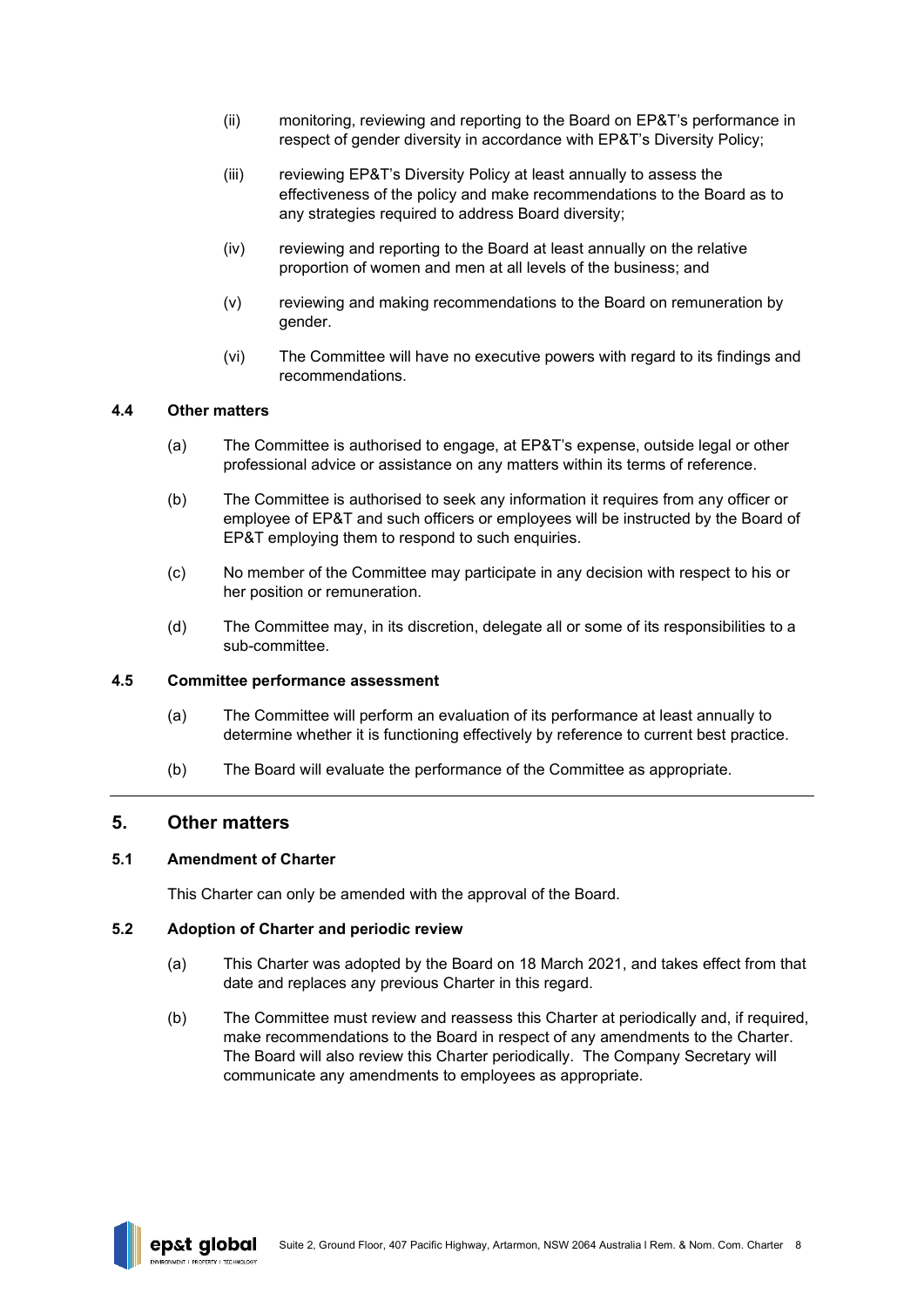(ii) monitoring, reviewing and reporting to the Board on EP&T's performance in respect of gender diversity in accordance with EP&T's Diversity Policy;

(iii) reviewing EP&T's Diversity Policy at least annually to assess the effectiveness of the policy and make recommendations to the Board as to any strategies required to address Board diversity;

(iv) reviewing and reporting to the Board at least annually on the relative proportion of women and men at all levels of the business; and

(v) reviewing and making recommendations to the Board on remuneration by gender.

(vi) The Committee will have no executive powers with regard to its findings and recommendations.

### 4.4 Other matters

(a) The Committee is authorised to engage, at EP&T's expense, outside legal or other professional advice or assistance on any matters within its terms of reference.

(b) The Committee is authorised to seek any information it requires from any officer or employee of EP&T and such officers or employees will be instructed by the Board of EP&T employing them to respond to such enquiries.

(c) No member of the Committee may participate in any decision with respect to his or her position or remuneration.

(d) The Committee may, in its discretion, delegate all or some of its responsibilities to a sub-committee.

### 4.5 Committee performance assessment

(a) The Committee will perform an evaluation of its performance at least annually to determine whether it is functioning effectively by reference to current best practice.

(b) The Board will evaluate the performance of the Committee as appropriate.

## 5. Other matters

### 5.1 Amendment of Charter

This Charter can only be amended with the approval of the Board.

### 5.2 Adoption of Charter and periodic review

(a) This Charter was adopted by the Board on 18 March 2021, and takes effect from that date and replaces any previous Charter in this regard.

(b) The Committee must review and reassess this Charter at periodically and, if required, make recommendations to the Board in respect of any amendments to the Charter. The Board will also review this Charter periodically. The Company Secretary will communicate any amendments to employees as appropriate.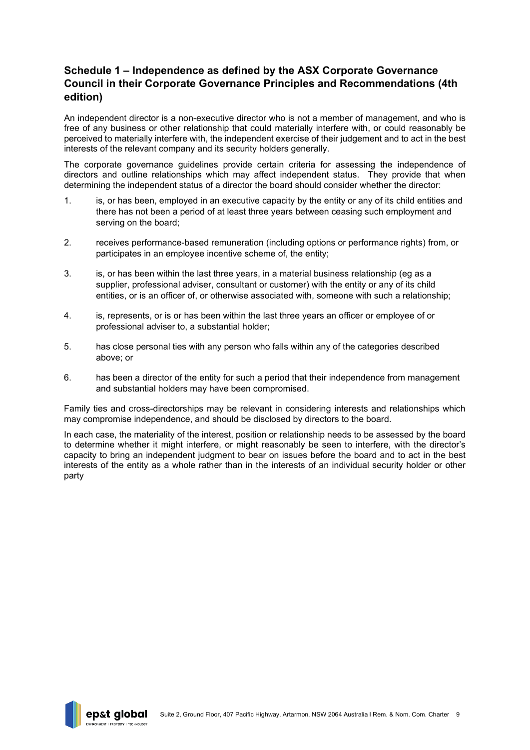## Schedule 1 – Independence as defined by the ASX Corporate Governance Council in their Corporate Governance Principles and Recommendations (4th edition)

An independent director is a non-executive director who is not a member of management, and who is free of any business or other relationship that could materially interfere with, or could reasonably be perceived to materially interfere with, the independent exercise of their judgement and to act in the best interests of the relevant company and its security holders generally.

The corporate governance guidelines provide certain criteria for assessing the independence of directors and outline relationships which may affect independent status. They provide that when determining the independent status of a director the board should consider whether the director:

1. is, or has been, employed in an executive capacity by the entity or any of its child entities and there has not been a period of at least three years between ceasing such employment and serving on the board;

2. receives performance-based remuneration (including options or performance rights) from, or participates in an employee incentive scheme of, the entity;

3. is, or has been within the last three years, in a material business relationship (eg as a supplier, professional adviser, consultant or customer) with the entity or any of its child entities, or is an officer of, or otherwise associated with, someone with such a relationship;

4. is, represents, or is or has been within the last three years an officer or employee of or professional adviser to, a substantial holder;

5. has close personal ties with any person who falls within any of the categories described above; or

6. has been a director of the entity for such a period that their independence from management and substantial holders may have been compromised.

Family ties and cross-directorships may be relevant in considering interests and relationships which may compromise independence, and should be disclosed by directors to the board.

In each case, the materiality of the interest, position or relationship needs to be assessed by the board to determine whether it might interfere, or might reasonably be seen to interfere, with the director's capacity to bring an independent judgment to bear on issues before the board and to act in the best interests of the entity as a whole rather than in the interests of an individual security holder or other party